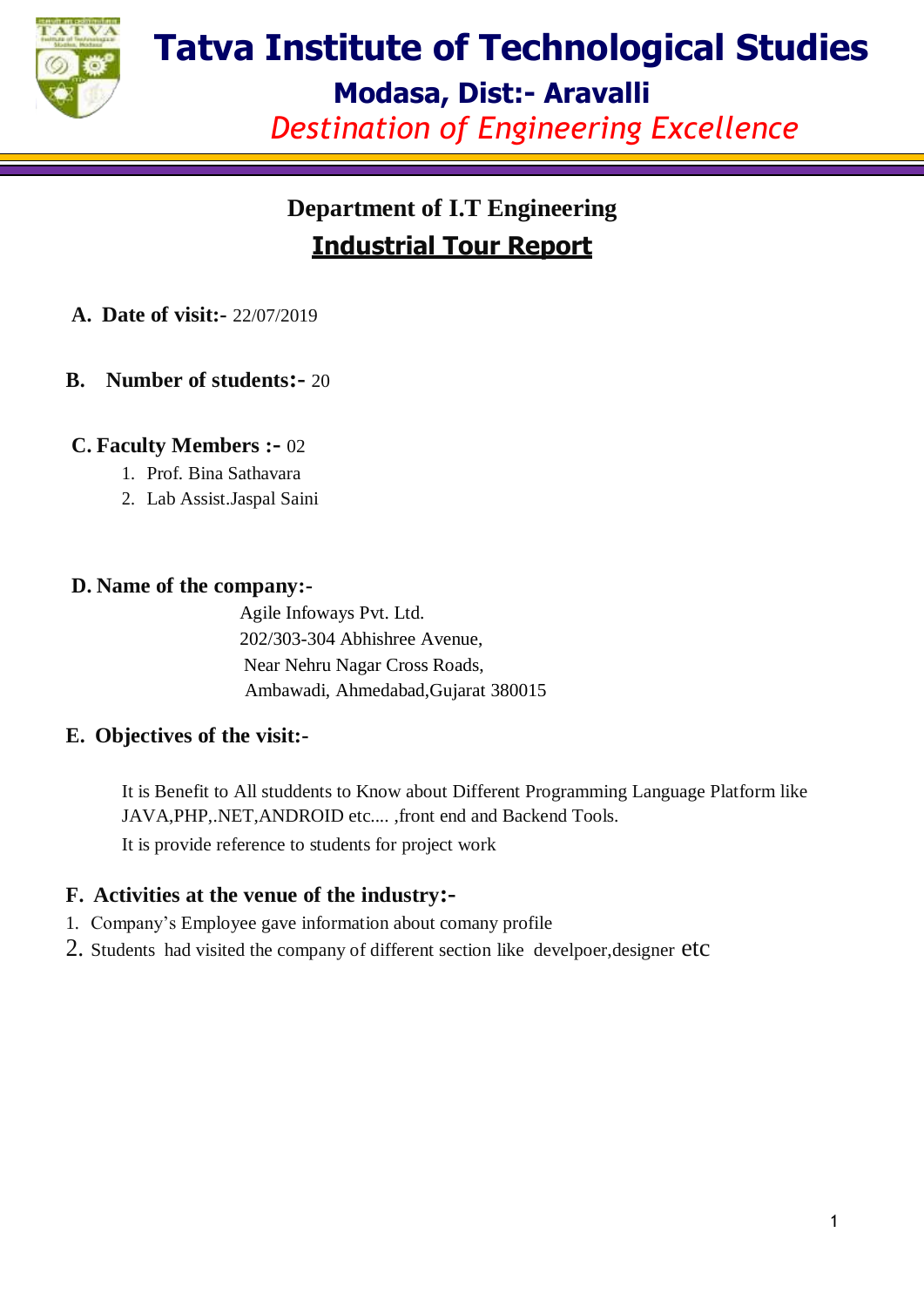# Tatva Institute of Technological Studies

## Modasa, Dist:- Aravalli

*Destination of Engineering Excellence*

## Department of I.T Engineering

## Industrial Tour Report

**A. Date of visit:-** 22/07/2019

**B. Number of students:-** 20

**C. Faculty Members :-** 02

1. Prof. Bina Sathavara
2. Lab Assist.Jaspal Saini

**D. Name of the company:-**

Agile Infoways Pvt. Ltd.
202/303-304 Abhishree Avenue,
Near Nehru Nagar Cross Roads,
Ambawadi, Ahmedabad,Gujarat 380015

**E. Objectives of the visit:-**

It is Benefit to All studdents to Know about Different Programming Language Platform like JAVA,PHP,.NET,ANDROID etc.... ,front end and Backend Tools.

It is provide reference to students for project work

**F. Activities at the venue of the industry:-**

1. Company's Employee gave information about comany profile
2. Students had visited the company of different section like develpoer,designer etc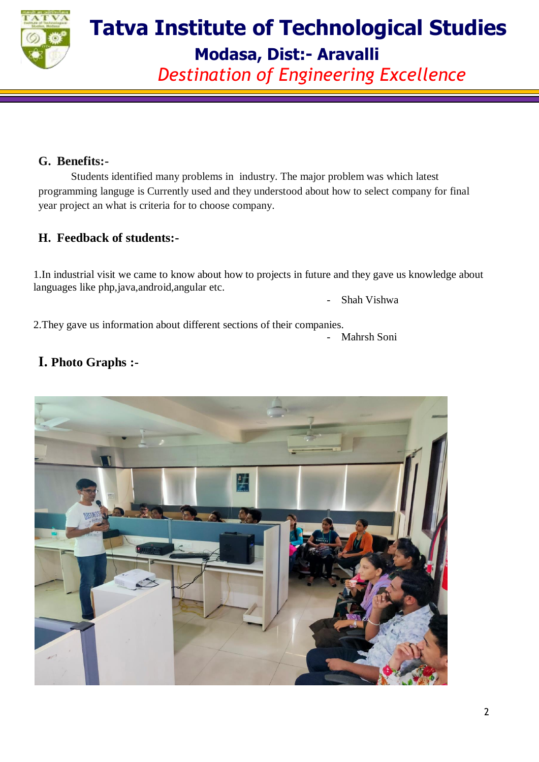### G. Benefits:-

Students identified many problems in industry. The major problem was which latest programming languge is Currently used and they understood about how to select company for final year project an what is criteria for to choose company.

### H. Feedback of students:-

1.In industrial visit we came to know about how to projects in future and they gave us knowledge about languages like php,java,android,angular etc.

- Shah Vishwa

2.They gave us information about different sections of their companies.

- Mahrsh Soni

### I. Photo Graphs :-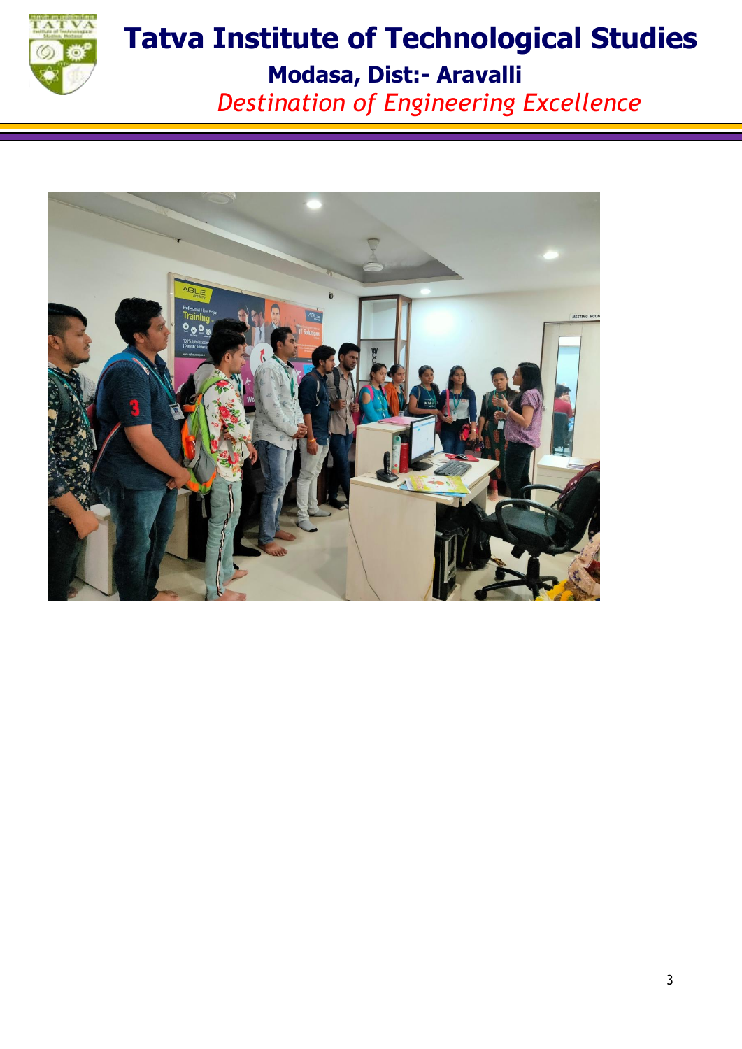# Tatva Institute of Technological Studies

## Modasa, Dist:- Aravalli

*Destination of Engineering Excellence*